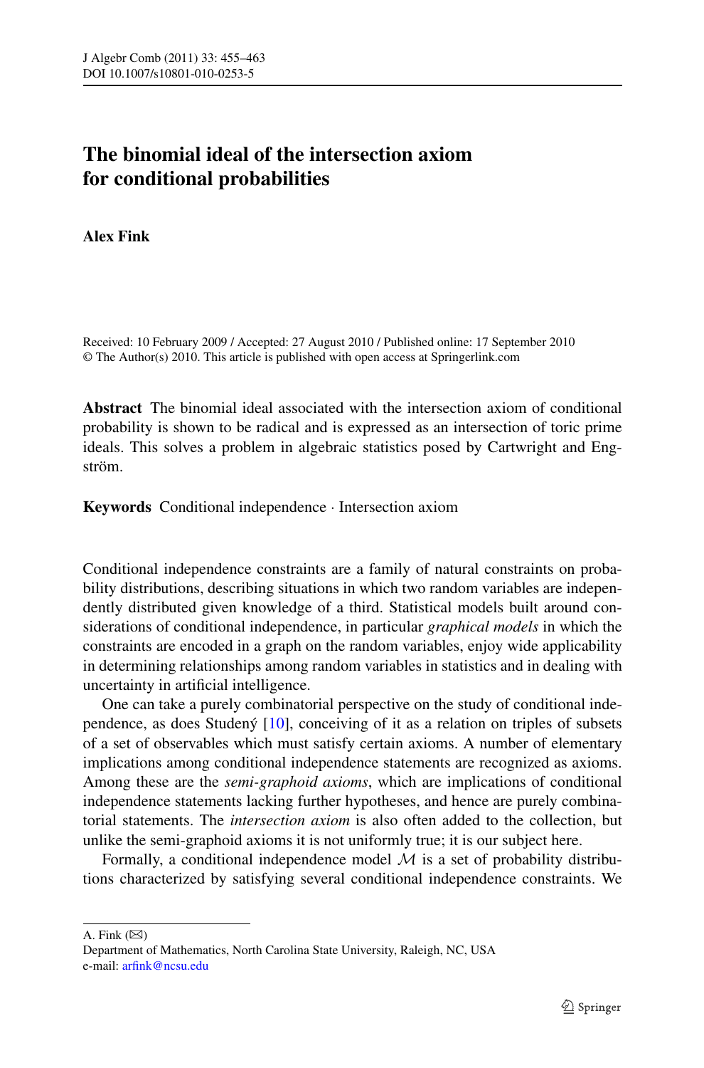# The binomial ideal of the intersection axiom for conditional probabilities

**Alex Fink**

Received: 10 February 2009 / Accepted: 27 August 2010 / Published online: 17 September 2010
© The Author(s) 2010. This article is published with open access at Springerlink.com

**Abstract** The binomial ideal associated with the intersection axiom of conditional probability is shown to be radical and is expressed as an intersection of toric prime ideals. This solves a problem in algebraic statistics posed by Cartwright and Engström.

**Keywords** Conditional independence · Intersection axiom

Conditional independence constraints are a family of natural constraints on probability distributions, describing situations in which two random variables are independently distributed given knowledge of a third. Statistical models built around considerations of conditional independence, in particular *graphical models* in which the constraints are encoded in a graph on the random variables, enjoy wide applicability in determining relationships among random variables in statistics and in dealing with uncertainty in artificial intelligence.

One can take a purely combinatorial perspective on the study of conditional independence, as does Studený [10], conceiving of it as a relation on triples of subsets of a set of observables which must satisfy certain axioms. A number of elementary implications among conditional independence statements are recognized as axioms. Among these are the *semi-graphoid axioms*, which are implications of conditional independence statements lacking further hypotheses, and hence are purely combinatorial statements. The *intersection axiom* is also often added to the collection, but unlike the semi-graphoid axioms it is not uniformly true; it is our subject here.

Formally, a conditional independence model $\mathcal{M}$ is a set of probability distributions characterized by satisfying several conditional independence constraints. We

A. Fink (✉)
Department of Mathematics, North Carolina State University, Raleigh, NC, USA
e-mail: arfink@ncsu.edu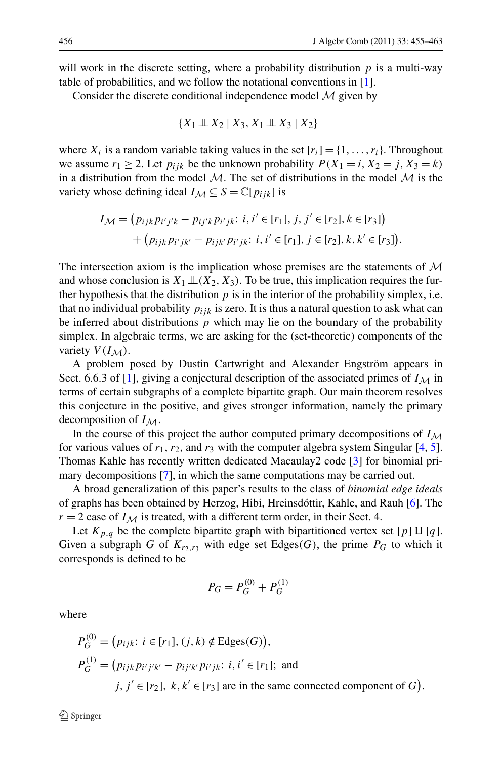will work in the discrete setting, where a probability distribution $p$ is a multi-way table of probabilities, and we follow the notational conventions in [1].

Consider the discrete conditional independence model $\mathcal{M}$ given by

$$\{X_1 \perp\!\!\!\perp X_2 \mid X_3, X_1 \perp\!\!\!\perp X_3 \mid X_2\}$$

where $X_i$ is a random variable taking values in the set $[r_i] = \{1, \ldots, r_i\}$. Throughout we assume $r_1 \geq 2$. Let $p_{ijk}$ be the unknown probability $P(X_1 = i, X_2 = j, X_3 = k)$ in a distribution from the model $\mathcal{M}$. The set of distributions in the model $\mathcal{M}$ is the variety whose defining ideal $I_{\mathcal{M}} \subseteq S = \mathbb{C}[p_{ijk}]$ is

$$\begin{aligned}I_{\mathcal{M}} = &\big(p_{ijk}p_{i'j'k} - p_{ij'k}p_{i'jk}\colon i, i' \in [r_1], j, j' \in [r_2], k \in [r_3]\big)\\ &+ \big(p_{ijk}p_{i'jk'} - p_{ijk'}p_{i'jk}\colon i, i' \in [r_1], j \in [r_2], k, k' \in [r_3]\big).\end{aligned}$$

The intersection axiom is the implication whose premises are the statements of $\mathcal{M}$ and whose conclusion is $X_1 \perp\!\!\!\perp (X_2, X_3)$. To be true, this implication requires the further hypothesis that the distribution $p$ is in the interior of the probability simplex, i.e. that no individual probability $p_{ijk}$ is zero. It is thus a natural question to ask what can be inferred about distributions $p$ which may lie on the boundary of the probability simplex. In algebraic terms, we are asking for the (set-theoretic) components of the variety $V(I_{\mathcal{M}})$.

A problem posed by Dustin Cartwright and Alexander Engström appears in Sect. 6.6.3 of [1], giving a conjectural description of the associated primes of $I_{\mathcal{M}}$ in terms of certain subgraphs of a complete bipartite graph. Our main theorem resolves this conjecture in the positive, and gives stronger information, namely the primary decomposition of $I_{\mathcal{M}}$.

In the course of this project the author computed primary decompositions of $I_{\mathcal{M}}$ for various values of $r_1$, $r_2$, and $r_3$ with the computer algebra system Singular [4, 5]. Thomas Kahle has recently written dedicated Macaulay2 code [3] for binomial primary decompositions [7], in which the same computations may be carried out.

A broad generalization of this paper's results to the class of *binomial edge ideals* of graphs has been obtained by Herzog, Hibi, Hreinsdóttir, Kahle, and Rauh [6]. The $r = 2$ case of $I_{\mathcal{M}}$ is treated, with a different term order, in their Sect. 4.

Let $K_{p,q}$ be the complete bipartite graph with bipartitioned vertex set $[p] \amalg [q]$. Given a subgraph $G$ of $K_{r_2,r_3}$ with edge set $\mathrm{Edges}(G)$, the prime $P_G$ to which it corresponds is defined to be

$$P_G = P_G^{(0)} + P_G^{(1)}$$

where

$$\begin{aligned}P_G^{(0)} &= \big(p_{ijk}\colon i \in [r_1], (j,k) \notin \mathrm{Edges}(G)\big),\\ P_G^{(1)} &= \big(p_{ijk}p_{i'j'k'} - p_{ij'k'}p_{i'jk}\colon i, i' \in [r_1];\ \text{and}\\ &\qquad j, j' \in [r_2],\ k, k' \in [r_3] \text{ are in the same connected component of } G\big).\end{aligned}$$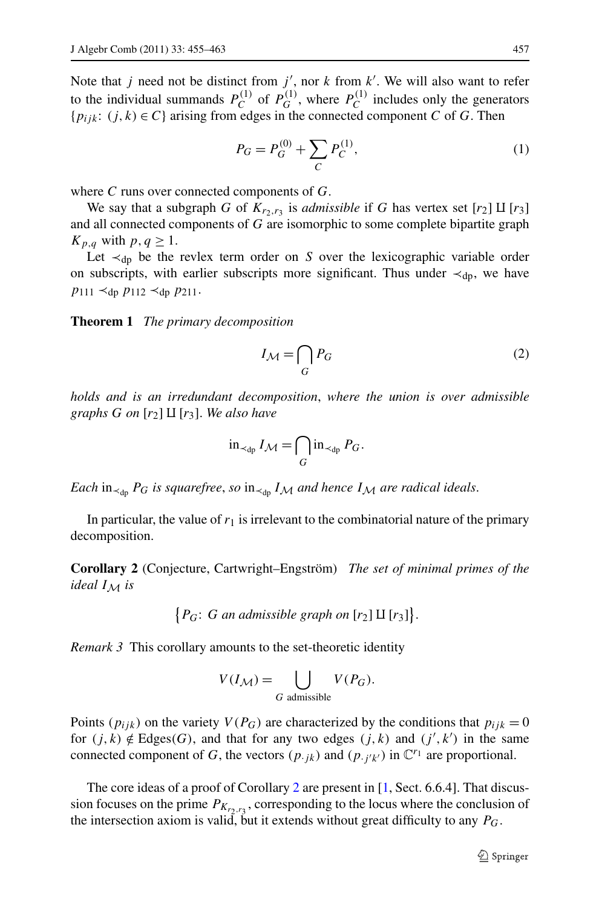Note that $j$ need not be distinct from $j'$, nor $k$ from $k'$. We will also want to refer to the individual summands $P_C^{(1)}$ of $P_G^{(1)}$, where $P_C^{(1)}$ includes only the generators $\{p_{ijk}\colon (j,k) \in C\}$ arising from edges in the connected component $C$ of $G$. Then

$$P_G = P_G^{(0)} + \sum_C P_C^{(1)}, \tag{1}$$

where $C$ runs over connected components of $G$.

We say that a subgraph $G$ of $K_{r_2,r_3}$ is *admissible* if $G$ has vertex set $[r_2] \amalg [r_3]$ and all connected components of $G$ are isomorphic to some complete bipartite graph $K_{p,q}$ with $p, q \geq 1$.

Let $\prec_{\mathrm{dp}}$ be the revlex term order on $S$ over the lexicographic variable order on subscripts, with earlier subscripts more significant. Thus under $\prec_{\mathrm{dp}}$, we have $p_{111} \prec_{\mathrm{dp}} p_{112} \prec_{\mathrm{dp}} p_{211}$.

**Theorem 1** *The primary decomposition*

$$I_{\mathcal{M}} = \bigcap_G P_G \tag{2}$$

*holds and is an irredundant decomposition*, *where the union is over admissible graphs $G$ on $[r_2] \amalg [r_3]$. We also have*

$$\mathrm{in}_{\prec_{\mathrm{dp}}} I_{\mathcal{M}} = \bigcap_G \mathrm{in}_{\prec_{\mathrm{dp}}} P_G.$$

*Each* $\mathrm{in}_{\prec_{\mathrm{dp}}} P_G$ *is squarefree*, *so* $\mathrm{in}_{\prec_{\mathrm{dp}}} I_{\mathcal{M}}$ *and hence* $I_{\mathcal{M}}$ *are radical ideals.*

In particular, the value of $r_1$ is irrelevant to the combinatorial nature of the primary decomposition.

**Corollary 2** (Conjecture, Cartwright–Engström) *The set of minimal primes of the ideal $I_{\mathcal{M}}$ is*

$$\{P_G\colon\ G \text{ an admissible graph on } [r_2] \amalg [r_3]\}.$$

*Remark 3* This corollary amounts to the set-theoretic identity

$$V(I_{\mathcal{M}}) = \bigcup_{G \text{ admissible}} V(P_G).$$

Points $(p_{ijk})$ on the variety $V(P_G)$ are characterized by the conditions that $p_{ijk} = 0$ for $(j,k) \notin \mathrm{Edges}(G)$, and that for any two edges $(j,k)$ and $(j',k')$ in the same connected component of $G$, the vectors $(p_{\cdot jk})$ and $(p_{\cdot j'k'})$ in $\mathbb{C}^{r_1}$ are proportional.

The core ideas of a proof of Corollary 2 are present in [1, Sect. 6.6.4]. That discussion focuses on the prime $P_{K_{r_2,r_3}}$, corresponding to the locus where the conclusion of the intersection axiom is valid, but it extends without great difficulty to any $P_G$.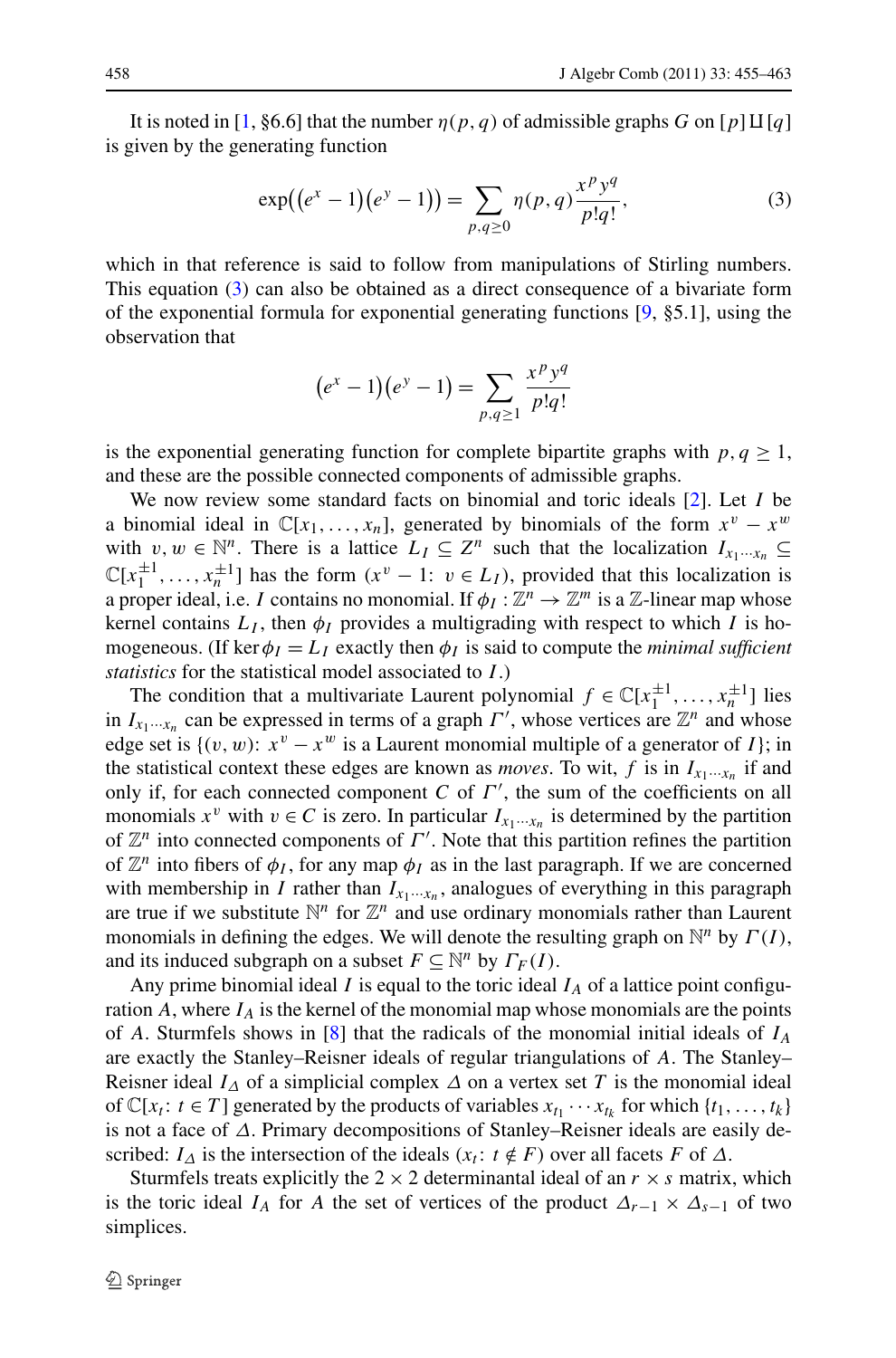It is noted in [1, §6.6] that the number $\eta(p,q)$ of admissible graphs $G$ on $[p] \amalg [q]$ is given by the generating function

$$\exp\bigl((e^x - 1)(e^y - 1)\bigr) = \sum_{p,q \geq 0} \eta(p,q) \frac{x^p y^q}{p!q!}, \tag{3}$$

which in that reference is said to follow from manipulations of Stirling numbers. This equation (3) can also be obtained as a direct consequence of a bivariate form of the exponential formula for exponential generating functions [9, §5.1], using the observation that

$$(e^x - 1)(e^y - 1) = \sum_{p,q \geq 1} \frac{x^p y^q}{p!q!}$$

is the exponential generating function for complete bipartite graphs with $p, q \geq 1$, and these are the possible connected components of admissible graphs.

We now review some standard facts on binomial and toric ideals [2]. Let $I$ be a binomial ideal in $\mathbb{C}[x_1, \ldots, x_n]$, generated by binomials of the form $x^v - x^w$ with $v, w \in \mathbb{N}^n$. There is a lattice $L_I \subseteq Z^n$ such that the localization $I_{x_1 \cdots x_n} \subseteq \mathbb{C}[x_1^{\pm 1}, \ldots, x_n^{\pm 1}]$ has the form $(x^v - 1\colon\ v \in L_I)$, provided that this localization is a proper ideal, i.e. $I$ contains no monomial. If $\phi_I : \mathbb{Z}^n \to \mathbb{Z}^m$ is a $\mathbb{Z}$-linear map whose kernel contains $L_I$, then $\phi_I$ provides a multigrading with respect to which $I$ is homogeneous. (If $\ker \phi_I = L_I$ exactly then $\phi_I$ is said to compute the *minimal sufficient statistics* for the statistical model associated to $I$.)

The condition that a multivariate Laurent polynomial $f \in \mathbb{C}[x_1^{\pm 1}, \ldots, x_n^{\pm 1}]$ lies in $I_{x_1 \cdots x_n}$ can be expressed in terms of a graph $\Gamma'$, whose vertices are $\mathbb{Z}^n$ and whose edge set is $\{(v,w)\colon\ x^v - x^w$ is a Laurent monomial multiple of a generator of $I\}$; in the statistical context these edges are known as *moves*. To wit, $f$ is in $I_{x_1 \cdots x_n}$ if and only if, for each connected component $C$ of $\Gamma'$, the sum of the coefficients on all monomials $x^v$ with $v \in C$ is zero. In particular $I_{x_1 \cdots x_n}$ is determined by the partition of $\mathbb{Z}^n$ into connected components of $\Gamma'$. Note that this partition refines the partition of $\mathbb{Z}^n$ into fibers of $\phi_I$, for any map $\phi_I$ as in the last paragraph. If we are concerned with membership in $I$ rather than $I_{x_1 \cdots x_n}$, analogues of everything in this paragraph are true if we substitute $\mathbb{N}^n$ for $\mathbb{Z}^n$ and use ordinary monomials rather than Laurent monomials in defining the edges. We will denote the resulting graph on $\mathbb{N}^n$ by $\Gamma(I)$, and its induced subgraph on a subset $F \subseteq \mathbb{N}^n$ by $\Gamma_F(I)$.

Any prime binomial ideal $I$ is equal to the toric ideal $I_A$ of a lattice point configuration $A$, where $I_A$ is the kernel of the monomial map whose monomials are the points of $A$. Sturmfels shows in [8] that the radicals of the monomial initial ideals of $I_A$ are exactly the Stanley–Reisner ideals of regular triangulations of $A$. The Stanley–Reisner ideal $I_\Delta$ of a simplicial complex $\Delta$ on a vertex set $T$ is the monomial ideal of $\mathbb{C}[x_t\colon\ t \in T]$ generated by the products of variables $x_{t_1} \cdots x_{t_k}$ for which $\{t_1, \ldots, t_k\}$ is not a face of $\Delta$. Primary decompositions of Stanley–Reisner ideals are easily described: $I_\Delta$ is the intersection of the ideals $(x_t\colon\ t \notin F)$ over all facets $F$ of $\Delta$.

Sturmfels treats explicitly the $2 \times 2$ determinantal ideal of an $r \times s$ matrix, which is the toric ideal $I_A$ for $A$ the set of vertices of the product $\Delta_{r-1} \times \Delta_{s-1}$ of two simplices.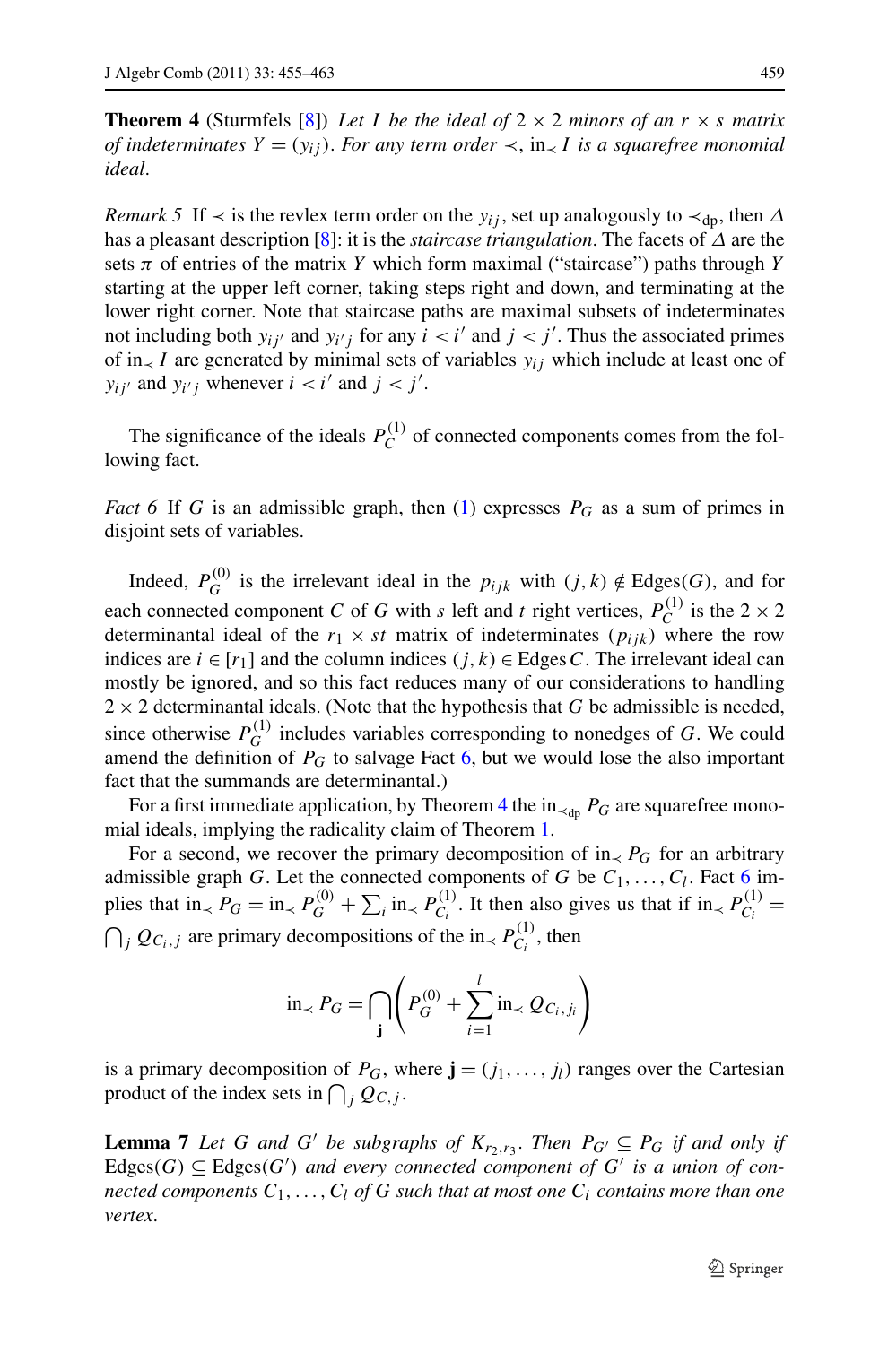**Theorem 4** (Sturmfels [8]) *Let $I$ be the ideal of $2 \times 2$ minors of an $r \times s$ matrix of indeterminates $Y = (y_{ij})$. For any term order $\prec$, $\mathrm{in}_\prec I$ is a squarefree monomial ideal.*

*Remark 5* If $\prec$ is the revlex term order on the $y_{ij}$, set up analogously to $\prec_{\mathrm{dp}}$, then $\Delta$ has a pleasant description [8]: it is the *staircase triangulation*. The facets of $\Delta$ are the sets $\pi$ of entries of the matrix $Y$ which form maximal ("staircase") paths through $Y$ starting at the upper left corner, taking steps right and down, and terminating at the lower right corner. Note that staircase paths are maximal subsets of indeterminates not including both $y_{ij'}$ and $y_{i'j}$ for any $i < i'$ and $j < j'$. Thus the associated primes of $\mathrm{in}_\prec I$ are generated by minimal sets of variables $y_{ij}$ which include at least one of $y_{ij'}$ and $y_{i'j}$ whenever $i < i'$ and $j < j'$.

The significance of the ideals $P_C^{(1)}$ of connected components comes from the following fact.

*Fact 6* If $G$ is an admissible graph, then (1) expresses $P_G$ as a sum of primes in disjoint sets of variables.

Indeed, $P_G^{(0)}$ is the irrelevant ideal in the $p_{ijk}$ with $(j,k) \notin \mathrm{Edges}(G)$, and for each connected component $C$ of $G$ with $s$ left and $t$ right vertices, $P_C^{(1)}$ is the $2 \times 2$ determinantal ideal of the $r_1 \times st$ matrix of indeterminates $(p_{ijk})$ where the row indices are $i \in [r_1]$ and the column indices $(j,k) \in \mathrm{Edges}\, C$. The irrelevant ideal can mostly be ignored, and so this fact reduces many of our considerations to handling $2 \times 2$ determinantal ideals. (Note that the hypothesis that $G$ be admissible is needed, since otherwise $P_G^{(1)}$ includes variables corresponding to nonedges of $G$. We could amend the definition of $P_G$ to salvage Fact 6, but we would lose the also important fact that the summands are determinantal.)

For a first immediate application, by Theorem 4 the $\mathrm{in}_{\prec_{\mathrm{dp}}} P_G$ are squarefree monomial ideals, implying the radicality claim of Theorem 1.

For a second, we recover the primary decomposition of $\mathrm{in}_\prec P_G$ for an arbitrary admissible graph $G$. Let the connected components of $G$ be $C_1, \dots, C_l$. Fact 6 implies that $\mathrm{in}_\prec P_G = \mathrm{in}_\prec P_G^{(0)} + \sum_i \mathrm{in}_\prec P_{C_i}^{(1)}$. It then also gives us that if $\mathrm{in}_\prec P_{C_i}^{(1)} = \bigcap_j Q_{C_i,j}$ are primary decompositions of the $\mathrm{in}_\prec P_{C_i}^{(1)}$, then

$$\mathrm{in}_\prec P_G = \bigcap_{\mathbf{j}} \left( P_G^{(0)} + \sum_{i=1}^{l} \mathrm{in}_\prec Q_{C_i, j_i} \right)$$

is a primary decomposition of $P_G$, where $\mathbf{j} = (j_1, \dots, j_l)$ ranges over the Cartesian product of the index sets in $\bigcap_j Q_{C,j}$.

**Lemma 7** *Let $G$ and $G'$ be subgraphs of $K_{r_2,r_3}$. Then $P_{G'} \subseteq P_G$ if and only if $\mathrm{Edges}(G) \subseteq \mathrm{Edges}(G')$ and every connected component of $G'$ is a union of connected components $C_1, \dots, C_l$ of $G$ such that at most one $C_i$ contains more than one vertex.*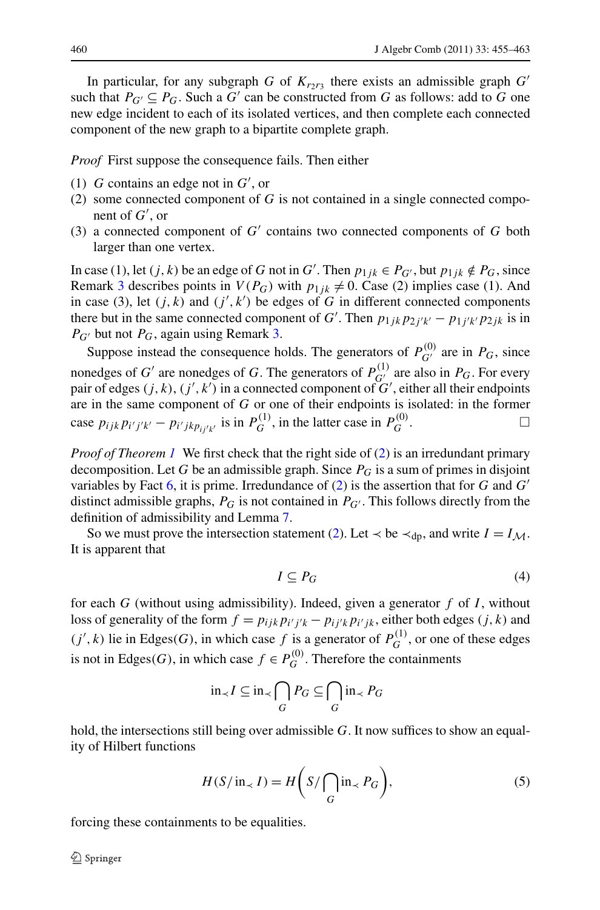In particular, for any subgraph $G$ of $K_{r_2 r_3}$ there exists an admissible graph $G'$ such that $P_{G'} \subseteq P_G$. Such a $G'$ can be constructed from $G$ as follows: add to $G$ one new edge incident to each of its isolated vertices, and then complete each connected component of the new graph to a bipartite complete graph.

*Proof* First suppose the consequence fails. Then either

(1) $G$ contains an edge not in $G'$, or
(2) some connected component of $G$ is not contained in a single connected component of $G'$, or
(3) a connected component of $G'$ contains two connected components of $G$ both larger than one vertex.

In case (1), let $(j,k)$ be an edge of $G$ not in $G'$. Then $p_{1jk} \in P_{G'}$, but $p_{1jk} \notin P_G$, since Remark 3 describes points in $V(P_G)$ with $p_{1jk} \neq 0$. Case (2) implies case (1). And in case (3), let $(j,k)$ and $(j',k')$ be edges of $G$ in different connected components there but in the same connected component of $G'$. Then $p_{1jk}p_{2j'k'} - p_{1j'k'}p_{2jk}$ is in $P_{G'}$ but not $P_G$, again using Remark 3.

Suppose instead the consequence holds. The generators of $P^{(0)}_{G'}$ are in $P_G$, since nonedges of $G'$ are nonedges of $G$. The generators of $P^{(1)}_{G'}$ are also in $P_G$. For every pair of edges $(j,k), (j',k')$ in a connected component of $G'$, either all their endpoints are in the same component of $G$ or one of their endpoints is isolated: in the former case $p_{ijk}p_{i'j'k'} - p_{i'jk}p_{ij'k'}$ is in $P^{(1)}_G$, in the latter case in $P^{(0)}_G$. $\square$

*Proof of Theorem 1* We first check that the right side of (2) is an irredundant primary decomposition. Let $G$ be an admissible graph. Since $P_G$ is a sum of primes in disjoint variables by Fact 6, it is prime. Irredundance of (2) is the assertion that for $G$ and $G'$ distinct admissible graphs, $P_G$ is not contained in $P_{G'}$. This follows directly from the definition of admissibility and Lemma 7.

So we must prove the intersection statement (2). Let $\prec$ be $\prec_{\text{dp}}$, and write $I = I_{\mathcal{M}}$. It is apparent that

$$I \subseteq P_G \tag{4}$$

for each $G$ (without using admissibility). Indeed, given a generator $f$ of $I$, without loss of generality of the form $f = p_{ijk}p_{i'j'k} - p_{ij'k}p_{i'jk}$, either both edges $(j,k)$ and $(j',k)$ lie in $\text{Edges}(G)$, in which case $f$ is a generator of $P^{(1)}_G$, or one of these edges is not in $\text{Edges}(G)$, in which case $f \in P^{(0)}_G$. Therefore the containments

$$\text{in}_{\prec} I \subseteq \text{in}_{\prec} \bigcap_G P_G \subseteq \bigcap_G \text{in}_{\prec} P_G$$

hold, the intersections still being over admissible $G$. It now suffices to show an equality of Hilbert functions

$$H(S/\text{in}_{\prec} I) = H\Big(S/\bigcap_G \text{in}_{\prec} P_G\Big), \tag{5}$$

forcing these containments to be equalities.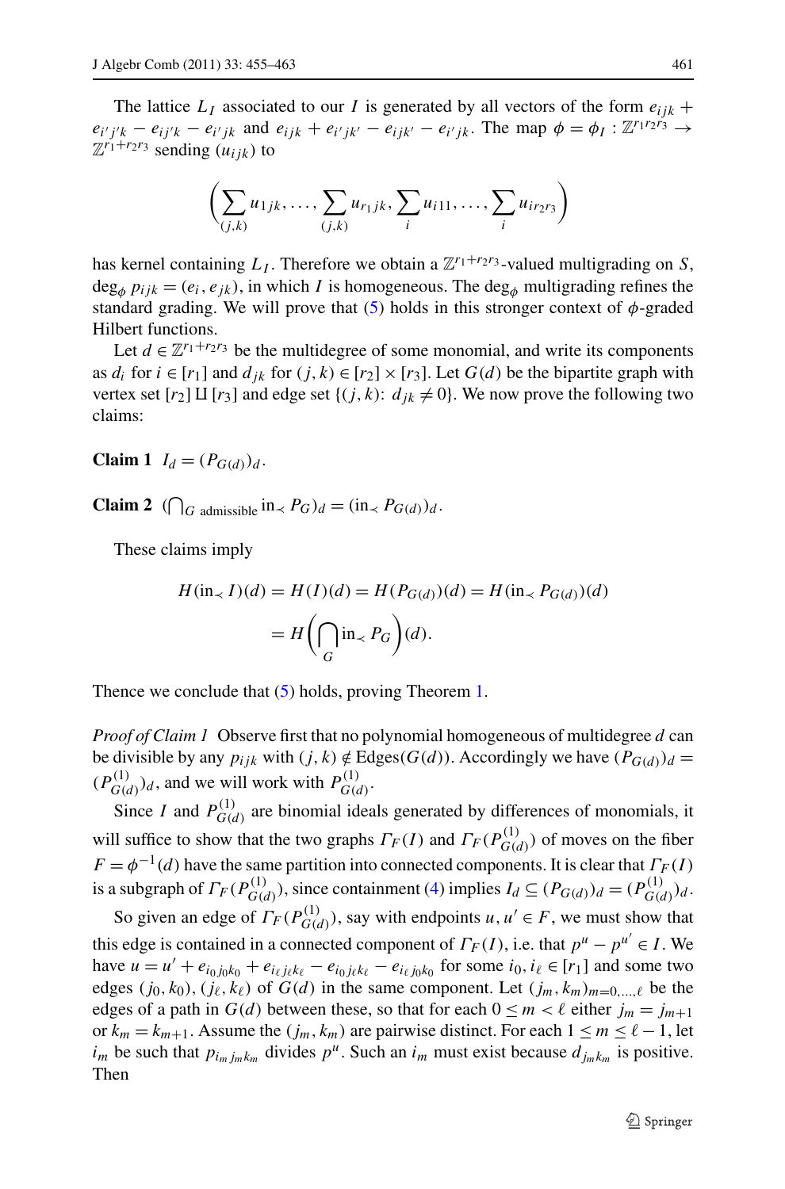The lattice $L_I$ associated to our $I$ is generated by all vectors of the form $e_{ijk} + e_{i'j'k} - e_{ij'k} - e_{i'jk}$ and $e_{ijk} + e_{i'jk'} - e_{ijk'} - e_{i'jk}$. The map $\phi = \phi_I : \mathbb{Z}^{r_1 r_2 r_3} \to \mathbb{Z}^{r_1 + r_2 r_3}$ sending $(u_{ijk})$ to

$$\left( \sum_{(j,k)} u_{1jk}, \ldots, \sum_{(j,k)} u_{r_1 jk}, \sum_i u_{i11}, \ldots, \sum_i u_{ir_2 r_3} \right)$$

has kernel containing $L_I$. Therefore we obtain a $\mathbb{Z}^{r_1 + r_2 r_3}$-valued multigrading on $S$, $\deg_\phi p_{ijk} = (e_i, e_{jk})$, in which $I$ is homogeneous. The $\deg_\phi$ multigrading refines the standard grading. We will prove that (5) holds in this stronger context of $\phi$-graded Hilbert functions.

Let $d \in \mathbb{Z}^{r_1 + r_2 r_3}$ be the multidegree of some monomial, and write its components as $d_i$ for $i \in [r_1]$ and $d_{jk}$ for $(j,k) \in [r_2] \times [r_3]$. Let $G(d)$ be the bipartite graph with vertex set $[r_2] \amalg [r_3]$ and edge set $\{(j,k)\colon\ d_{jk} \neq 0\}$. We now prove the following two claims:

**Claim 1** $I_d = (P_{G(d)})_d$.

**Claim 2** $(\bigcap_{G \text{ admissible}} \operatorname{in}_\prec P_G)_d = (\operatorname{in}_\prec P_{G(d)})_d$.

These claims imply

$$\begin{aligned} H(\operatorname{in}_\prec I)(d) &= H(I)(d) = H(P_{G(d)})(d) = H(\operatorname{in}_\prec P_{G(d)})(d) \\ &= H\left( \bigcap_G \operatorname{in}_\prec P_G \right)(d). \end{aligned}$$

Thence we conclude that (5) holds, proving Theorem 1.

*Proof of Claim 1* Observe first that no polynomial homogeneous of multidegree $d$ can be divisible by any $p_{ijk}$ with $(j,k) \notin \operatorname{Edges}(G(d))$. Accordingly we have $(P_{G(d)})_d = (P^{(1)}_{G(d)})_d$, and we will work with $P^{(1)}_{G(d)}$.

Since $I$ and $P^{(1)}_{G(d)}$ are binomial ideals generated by differences of monomials, it will suffice to show that the two graphs $\Gamma_F(I)$ and $\Gamma_F(P^{(1)}_{G(d)})$ of moves on the fiber $F = \phi^{-1}(d)$ have the same partition into connected components. It is clear that $\Gamma_F(I)$ is a subgraph of $\Gamma_F(P^{(1)}_{G(d)})$, since containment (4) implies $I_d \subseteq (P_{G(d)})_d = (P^{(1)}_{G(d)})_d$.

So given an edge of $\Gamma_F(P^{(1)}_{G(d)})$, say with endpoints $u, u' \in F$, we must show that this edge is contained in a connected component of $\Gamma_F(I)$, i.e. that $p^u - p^{u'} \in I$. We have $u = u' + e_{i_0 j_0 k_0} + e_{i_\ell j_\ell k_\ell} - e_{i_0 j_\ell k_\ell} - e_{i_\ell j_0 k_0}$ for some $i_0, i_\ell \in [r_1]$ and some two edges $(j_0, k_0), (j_\ell, k_\ell)$ of $G(d)$ in the same component. Let $(j_m, k_m)_{m=0,\ldots,\ell}$ be the edges of a path in $G(d)$ between these, so that for each $0 \le m < \ell$ either $j_m = j_{m+1}$ or $k_m = k_{m+1}$. Assume the $(j_m, k_m)$ are pairwise distinct. For each $1 \le m \le \ell - 1$, let $i_m$ be such that $p_{i_m j_m k_m}$ divides $p^u$. Such an $i_m$ must exist because $d_{j_m k_m}$ is positive. Then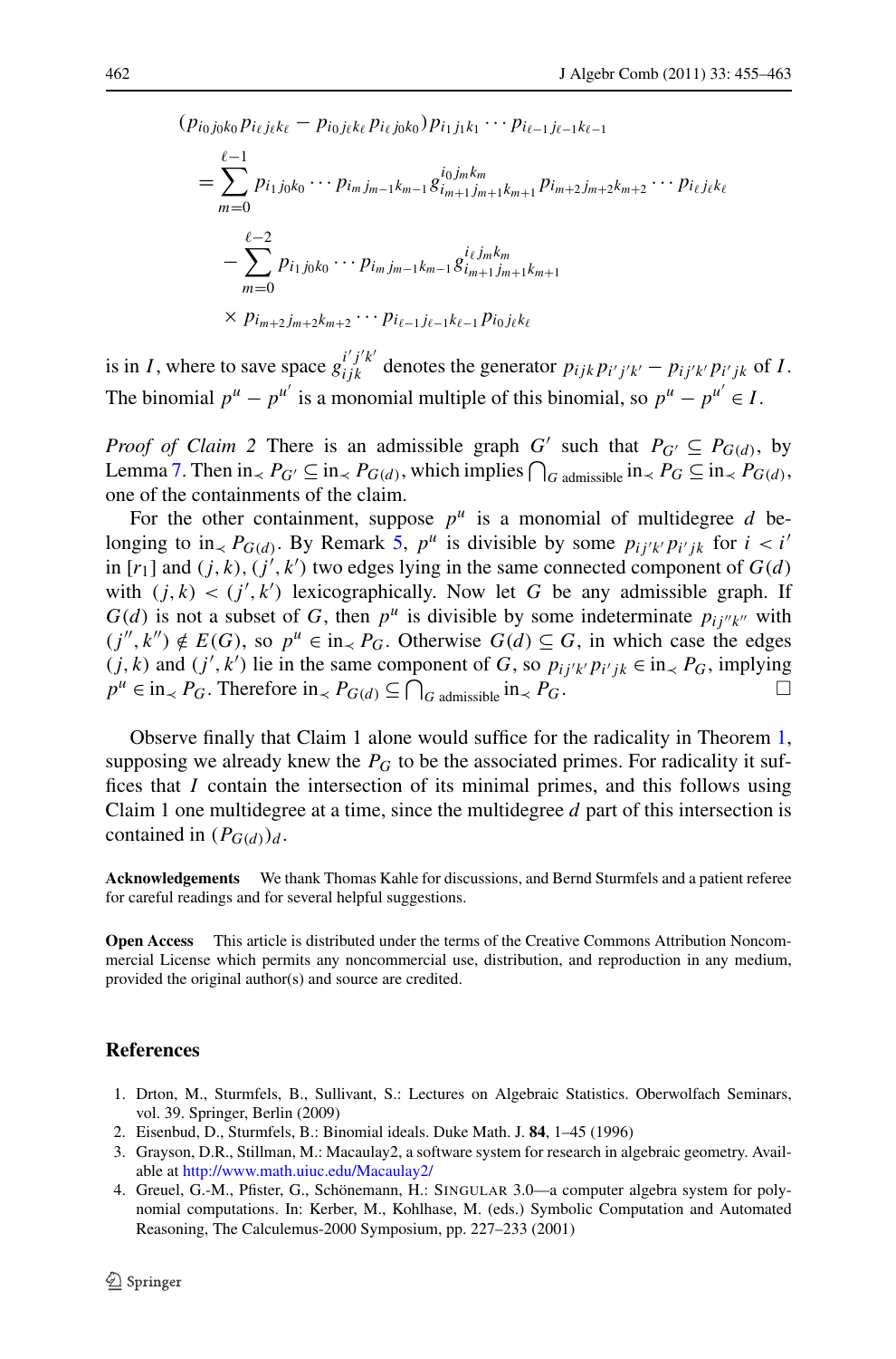$$
\begin{aligned}
&(p_{i_0 j_0 k_0} p_{i_\ell j_\ell k_\ell} - p_{i_0 j_\ell k_\ell} p_{i_\ell j_0 k_0}) p_{i_1 j_1 k_1} \cdots p_{i_{\ell-1} j_{\ell-1} k_{\ell-1}} \\
&\quad = \sum_{m=0}^{\ell-1} p_{i_1 j_0 k_0} \cdots p_{i_m j_{m-1} k_{m-1}} g_{i_{m+1} j_{m+1} k_{m+1}}^{i_0 j_m k_m} p_{i_{m+2} j_{m+2} k_{m+2}} \cdots p_{i_\ell j_\ell k_\ell} \\
&\quad\quad - \sum_{m=0}^{\ell-2} p_{i_1 j_0 k_0} \cdots p_{i_m j_{m-1} k_{m-1}} g_{i_{m+1} j_{m+1} k_{m+1}}^{i_\ell j_m k_m} \\
&\quad\quad \times p_{i_{m+2} j_{m+2} k_{m+2}} \cdots p_{i_{\ell-1} j_{\ell-1} k_{\ell-1}} p_{i_0 j_\ell k_\ell}
\end{aligned}
$$

is in $I$, where to save space $g_{ijk}^{i'j'k'}$ denotes the generator $p_{ijk} p_{i'j'k'} - p_{ij'k'} p_{i'jk}$ of $I$. The binomial $p^u - p^{u'}$ is a monomial multiple of this binomial, so $p^u - p^{u'} \in I$.

*Proof of Claim 2* There is an admissible graph $G'$ such that $P_{G'} \subseteq P_{G(d)}$, by Lemma 7. Then $\mathrm{in}_\prec P_{G'} \subseteq \mathrm{in}_\prec P_{G(d)}$, which implies $\bigcap_{G \text{ admissible}} \mathrm{in}_\prec P_G \subseteq \mathrm{in}_\prec P_{G(d)}$, one of the containments of the claim.

For the other containment, suppose $p^u$ is a monomial of multidegree $d$ belonging to $\mathrm{in}_\prec P_{G(d)}$. By Remark 5, $p^u$ is divisible by some $p_{ij'k'} p_{i'jk}$ for $i < i'$ in $[r_1]$ and $(j,k)$, $(j',k')$ two edges lying in the same connected component of $G(d)$ with $(j,k) < (j',k')$ lexicographically. Now let $G$ be any admissible graph. If $G(d)$ is not a subset of $G$, then $p^u$ is divisible by some indeterminate $p_{ij''k''}$ with $(j'',k'') \notin E(G)$, so $p^u \in \mathrm{in}_\prec P_G$. Otherwise $G(d) \subseteq G$, in which case the edges $(j,k)$ and $(j',k')$ lie in the same component of $G$, so $p_{ij'k'} p_{i'jk} \in \mathrm{in}_\prec P_G$, implying $p^u \in \mathrm{in}_\prec P_G$. Therefore $\mathrm{in}_\prec P_{G(d)} \subseteq \bigcap_{G \text{ admissible}} \mathrm{in}_\prec P_G$. □

Observe finally that Claim 1 alone would suffice for the radicality in Theorem 1, supposing we already knew the $P_G$ to be the associated primes. For radicality it suffices that $I$ contain the intersection of its minimal primes, and this follows using Claim 1 one multidegree at a time, since the multidegree $d$ part of this intersection is contained in $(P_{G(d)})_d$.

**Acknowledgements** We thank Thomas Kahle for discussions, and Bernd Sturmfels and a patient referee for careful readings and for several helpful suggestions.

**Open Access** This article is distributed under the terms of the Creative Commons Attribution Noncommercial License which permits any noncommercial use, distribution, and reproduction in any medium, provided the original author(s) and source are credited.

## References

1. Drton, M., Sturmfels, B., Sullivant, S.: Lectures on Algebraic Statistics. Oberwolfach Seminars, vol. 39. Springer, Berlin (2009)
2. Eisenbud, D., Sturmfels, B.: Binomial ideals. Duke Math. J. **84**, 1–45 (1996)
3. Grayson, D.R., Stillman, M.: Macaulay2, a software system for research in algebraic geometry. Available at http://www.math.uiuc.edu/Macaulay2/
4. Greuel, G.-M., Pfister, G., Schönemann, H.: SINGULAR 3.0—a computer algebra system for polynomial computations. In: Kerber, M., Kohlhase, M. (eds.) Symbolic Computation and Automated Reasoning, The Calculemus-2000 Symposium, pp. 227–233 (2001)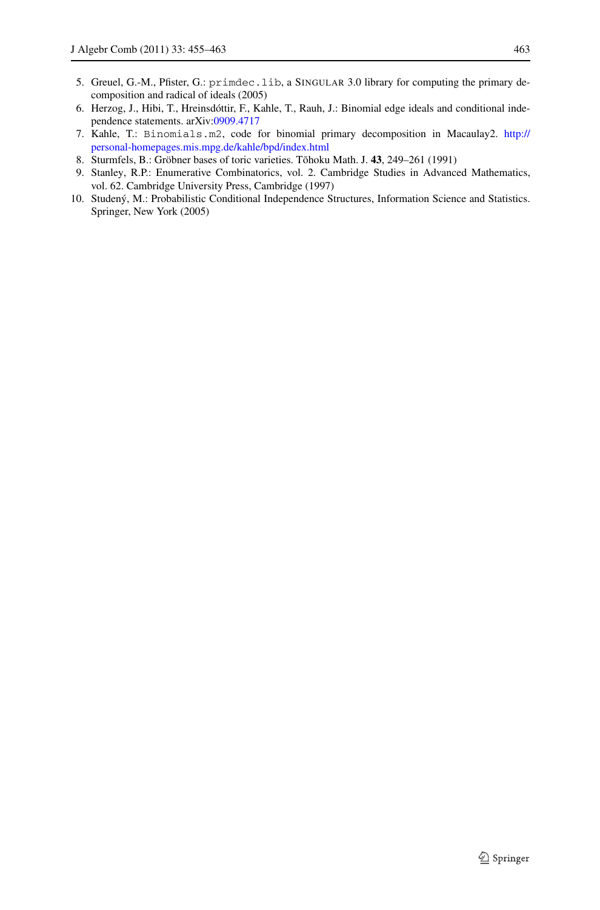5. Greuel, G.-M., Pfister, G.: `primdec.lib`, a SINGULAR 3.0 library for computing the primary decomposition and radical of ideals (2005)
6. Herzog, J., Hibi, T., Hreinsdóttir, F., Kahle, T., Rauh, J.: Binomial edge ideals and conditional independence statements. arXiv:0909.4717
7. Kahle, T.: `Binomials.m2`, code for binomial primary decomposition in Macaulay2. http://personal-homepages.mis.mpg.de/kahle/bpd/index.html
8. Sturmfels, B.: Gröbner bases of toric varieties. Tōhoku Math. J. **43**, 249–261 (1991)
9. Stanley, R.P.: Enumerative Combinatorics, vol. 2. Cambridge Studies in Advanced Mathematics, vol. 62. Cambridge University Press, Cambridge (1997)
10. Studený, M.: Probabilistic Conditional Independence Structures, Information Science and Statistics. Springer, New York (2005)